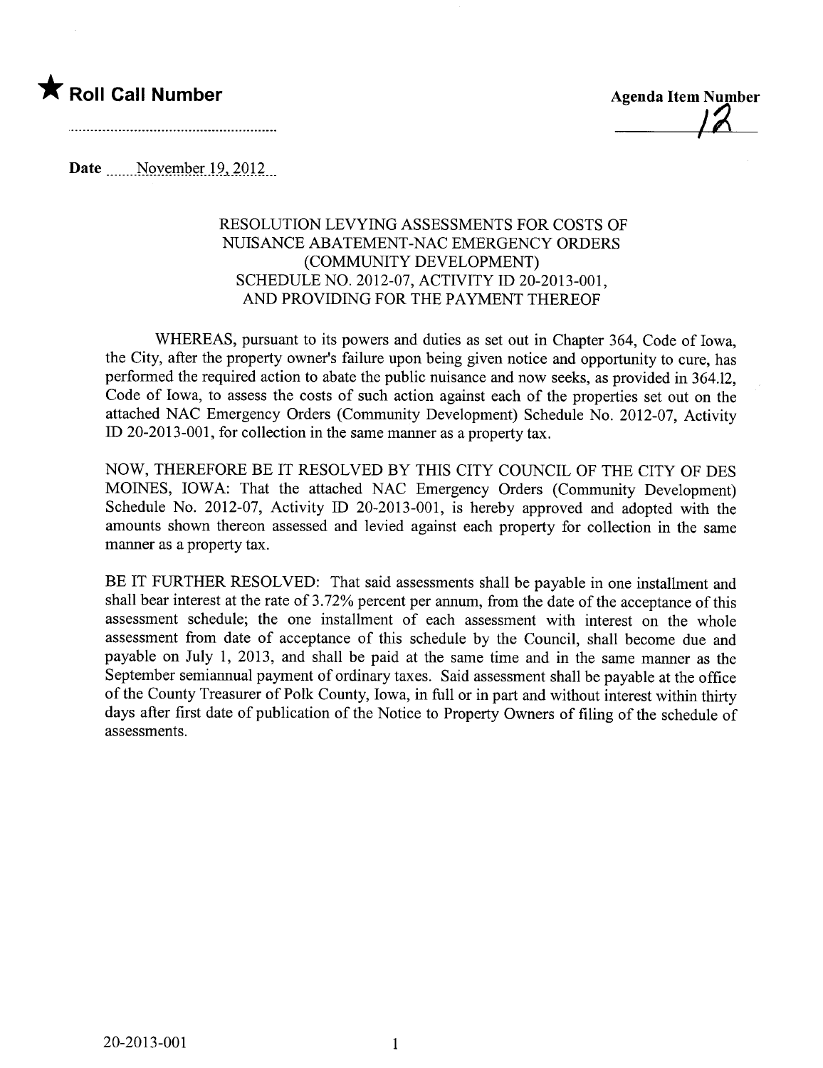★ **Roll Call Number**

..........................................................

**Agenda Item Number**

12

**Date** November 19, 2012

RESOLUTION LEVYING ASSESSMENTS FOR COSTS OF NUISANCE ABATEMENT-NAC EMERGENCY ORDERS (COMMUNITY DEVELOPMENT) SCHEDULE NO. 2012-07, ACTIVITY ID 20-2013-001, AND PROVIDING FOR THE PAYMENT THEREOF

WHEREAS, pursuant to its powers and duties as set out in Chapter 364, Code of Iowa, the City, after the property owner's failure upon being given notice and opportunity to cure, has performed the required action to abate the public nuisance and now seeks, as provided in 364.12, Code of Iowa, to assess the costs of such action against each of the properties set out on the attached NAC Emergency Orders (Community Development) Schedule No. 2012-07, Activity ID 20-2013-001, for collection in the same manner as a property tax.

NOW, THEREFORE BE IT RESOLVED BY THIS CITY COUNCIL OF THE CITY OF DES MOINES, IOWA: That the attached NAC Emergency Orders (Community Development) Schedule No. 2012-07, Activity ID 20-2013-001, is hereby approved and adopted with the amounts shown thereon assessed and levied against each property for collection in the same manner as a property tax.

BE IT FURTHER RESOLVED: That said assessments shall be payable in one installment and shall bear interest at the rate of 3.72% percent per annum, from the date of the acceptance of this assessment schedule; the one installment of each assessment with interest on the whole assessment from date of acceptance of this schedule by the Council, shall become due and payable on July 1, 2013, and shall be paid at the same time and in the same manner as the September semiannual payment of ordinary taxes. Said assessment shall be payable at the office of the County Treasurer of Polk County, Iowa, in full or in part and without interest within thirty days after first date of publication of the Notice to Property Owners of filing of the schedule of assessments.

20-2013-001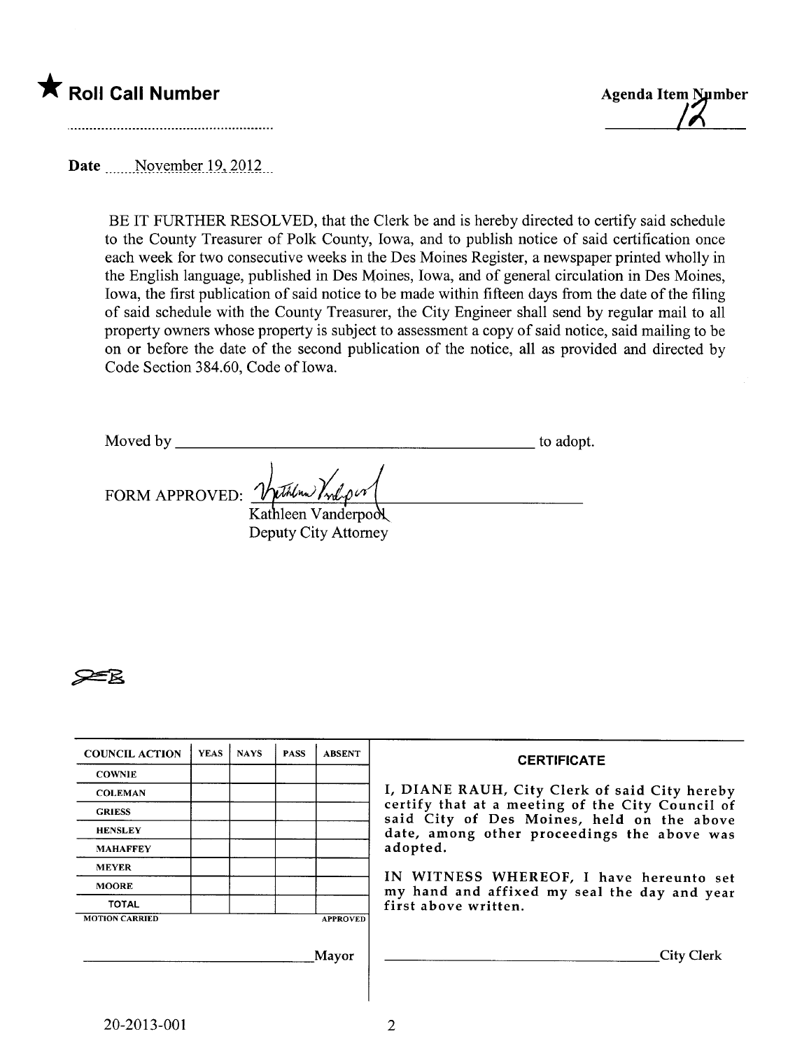★ **Roll Call Number**

..........................................................

**Agenda Item Number**

12

**Date** November 19, 2012

BE IT FURTHER RESOLVED, that the Clerk be and is hereby directed to certify said schedule to the County Treasurer of Polk County, Iowa, and to publish notice of said certification once each week for two consecutive weeks in the Des Moines Register, a newspaper printed wholly in the English language, published in Des Moines, Iowa, and of general circulation in Des Moines, Iowa, the first publication of said notice to be made within fifteen days from the date of the filing of said schedule with the County Treasurer, the City Engineer shall send by regular mail to all property owners whose property is subject to assessment a copy of said notice, said mailing to be on or before the date of the second publication of the notice, all as provided and directed by Code Section 384.60, Code of Iowa.

Moved by ____________________________________________ to adopt.

FORM APPROVED: Kathleen Vanderpool
Kathleen Vanderpool
Deputy City Attorney

| COUNCIL ACTION | YEAS | NAYS | PASS | ABSENT |
|---|---|---|---|---|
| COWNIE | | | | |
| COLEMAN | | | | |
| GRIESS | | | | |
| HENSLEY | | | | |
| MAHAFFEY | | | | |
| MEYER | | | | |
| MOORE | | | | |
| TOTAL | | | | |
| MOTION CARRIED | | | | APPROVED |

______________________________ Mayor

**CERTIFICATE**

I, DIANE RAUH, City Clerk of said City hereby certify that at a meeting of the City Council of said City of Des Moines, held on the above date, among other proceedings the above was adopted.

IN WITNESS WHEREOF, I have hereunto set my hand and affixed my seal the day and year first above written.

______________________________ City Clerk

20-2013-001